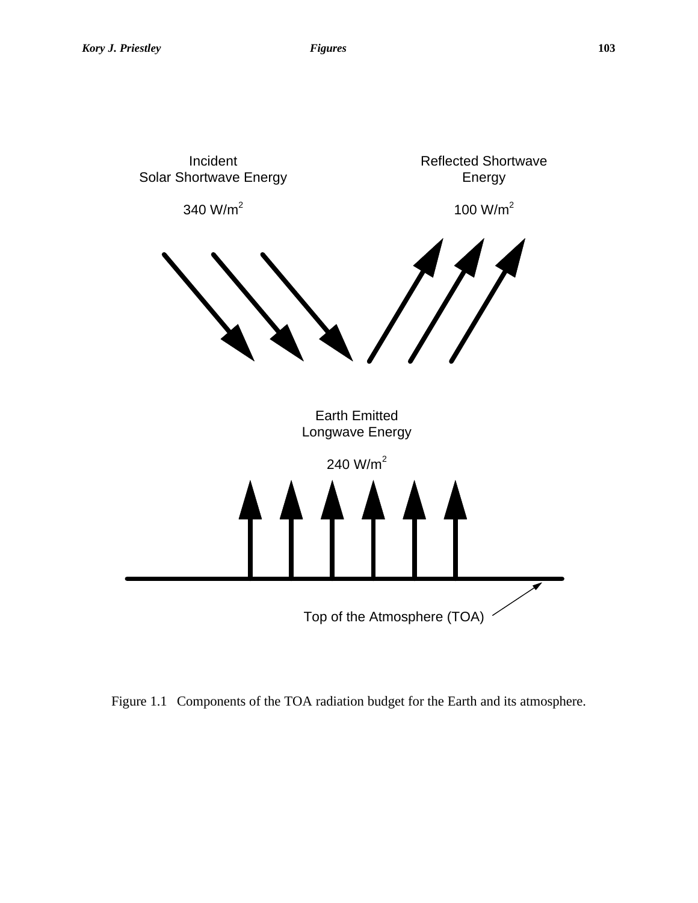Incident Solar Shortwave Energy

340 $W/m^2$

Reflected Shortwave Energy

100 $W/m^2$

Earth Emitted Longwave Energy

240 $W/m^2$

Top of the Atmosphere (TOA)

Figure 1.1 Components of the TOA radiation budget for the Earth and its atmosphere.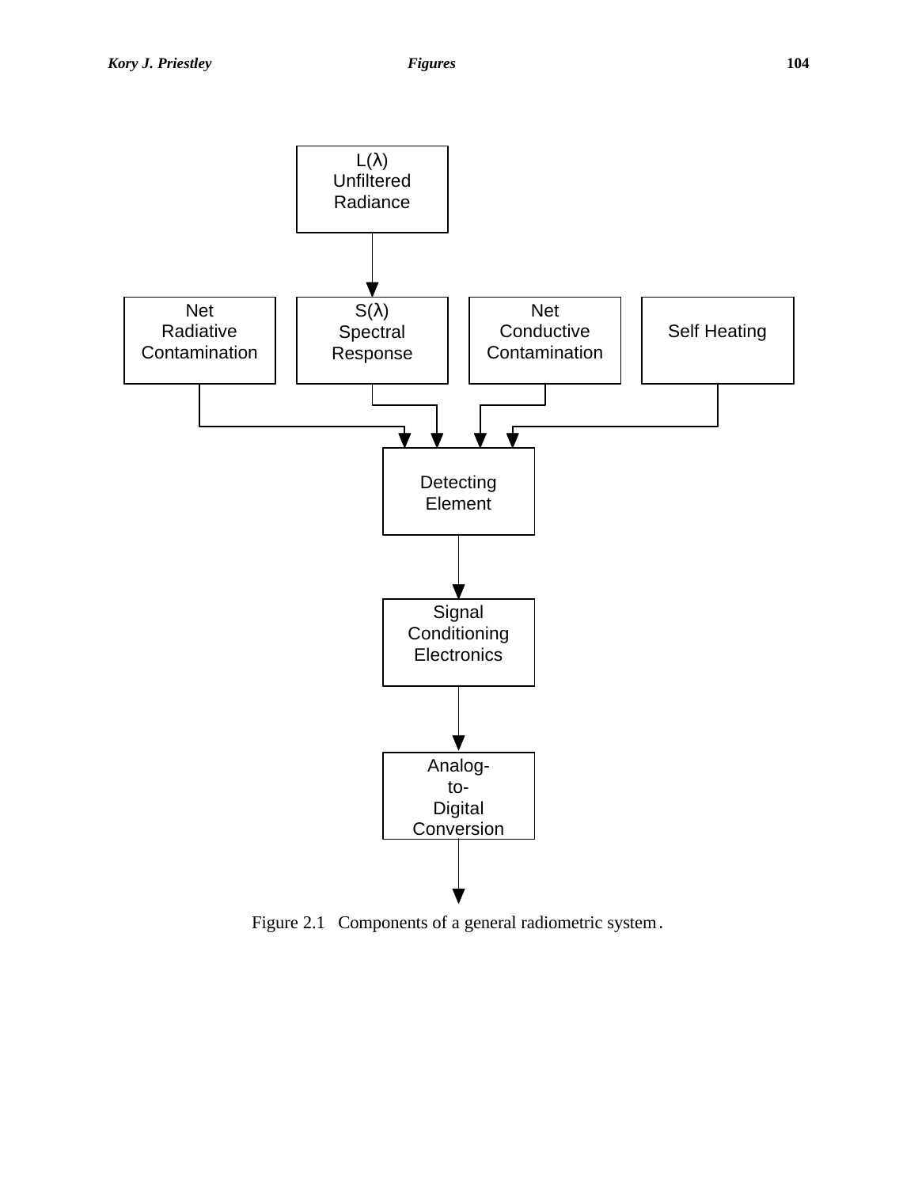L(λ)
Unfiltered
Radiance

Net
Radiative
Contamination

S(λ)
Spectral
Response

Net
Conductive
Contamination

Self Heating

Detecting
Element

Signal
Conditioning
Electronics

Analog-
to-
Digital
Conversion

Figure 2.1 Components of a general radiometric system.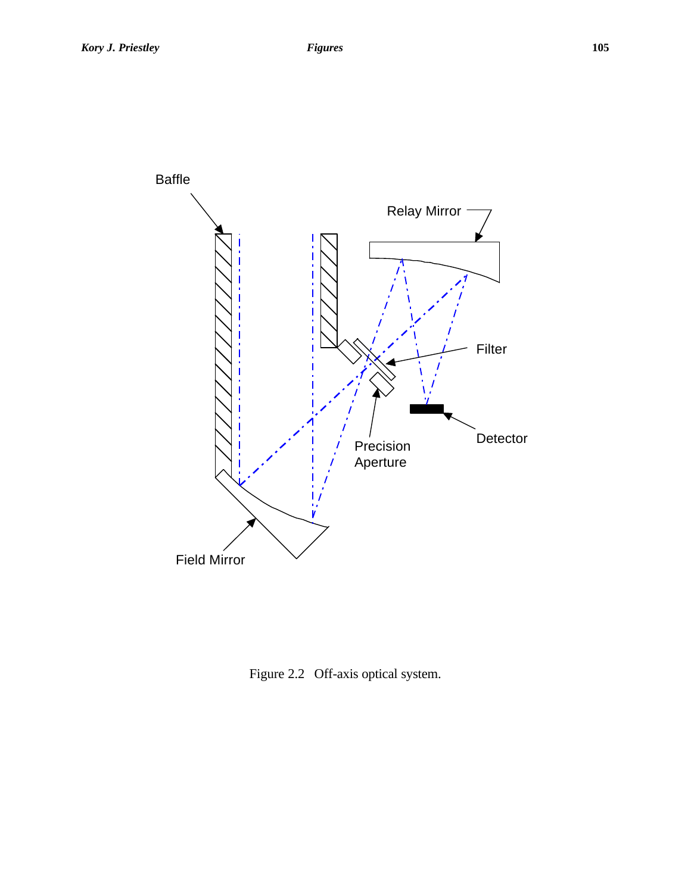Figure 2.2 Off-axis optical system.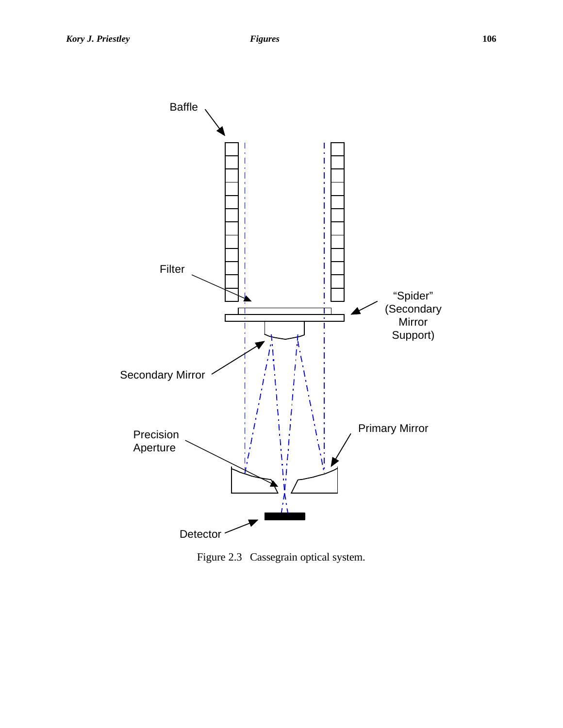Baffle

Filter

"Spider" (Secondary Mirror Support)

Secondary Mirror

Precision Aperture

Primary Mirror

Detector

Figure 2.3 Cassegrain optical system.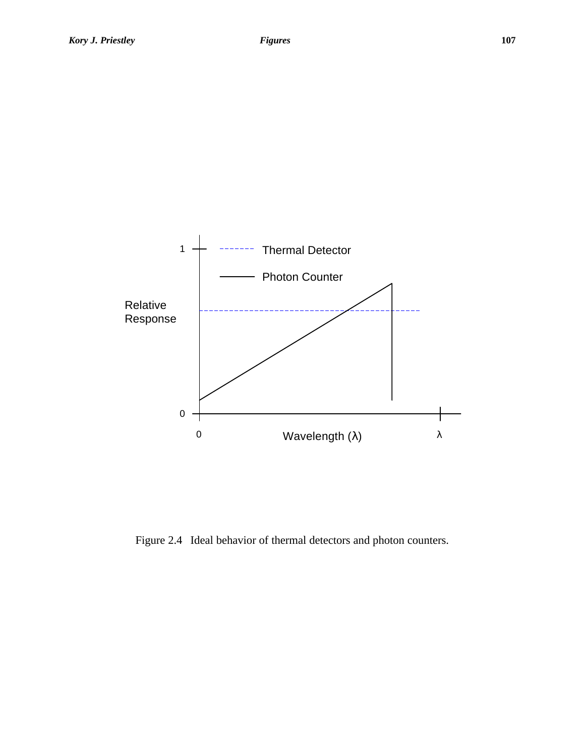Figure 2.4   Ideal behavior of thermal detectors and photon counters.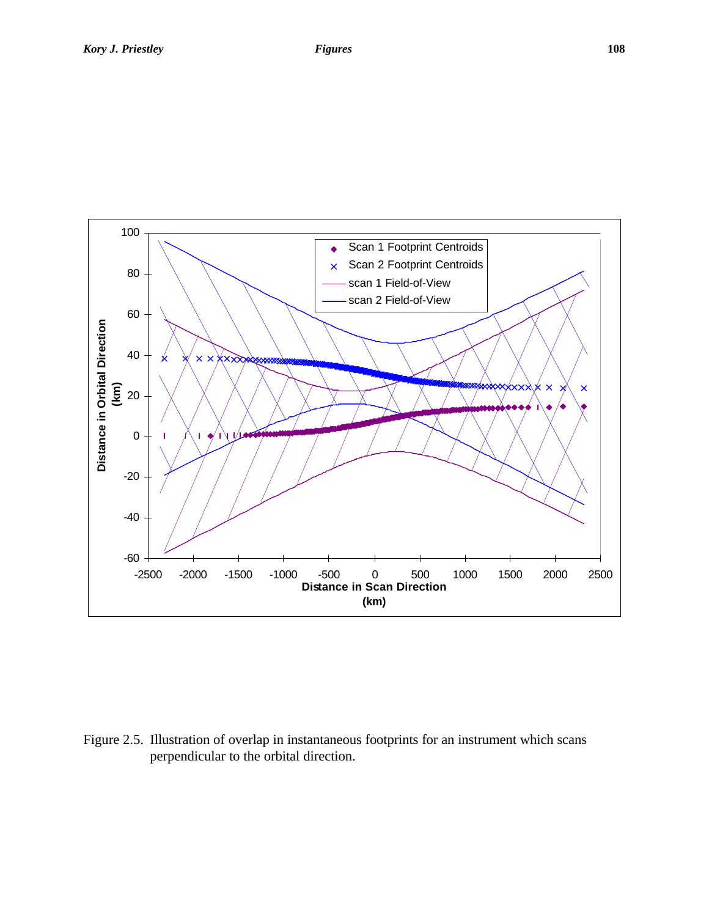Figure 2.5. Illustration of overlap in instantaneous footprints for an instrument which scans perpendicular to the orbital direction.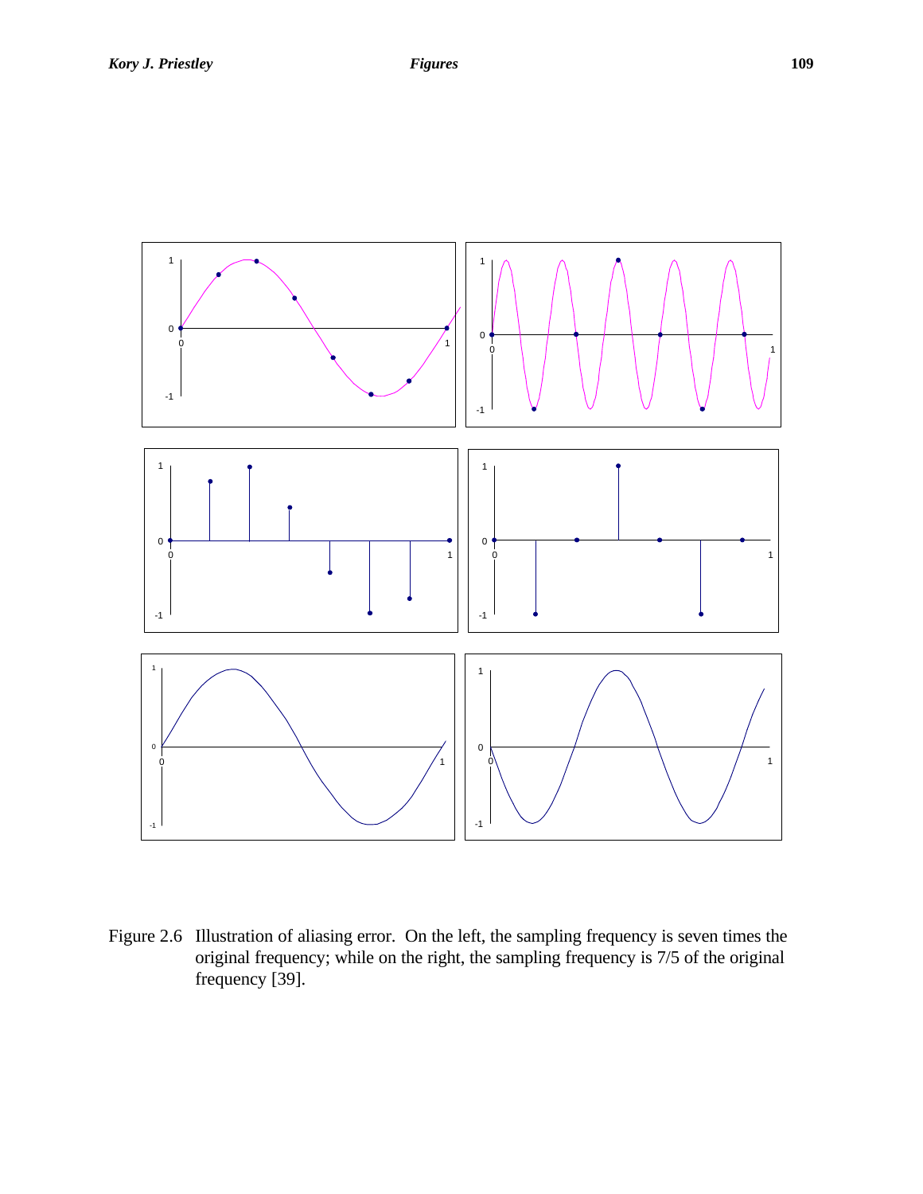Figure 2.6 Illustration of aliasing error. On the left, the sampling frequency is seven times the original frequency; while on the right, the sampling frequency is 7/5 of the original frequency [39].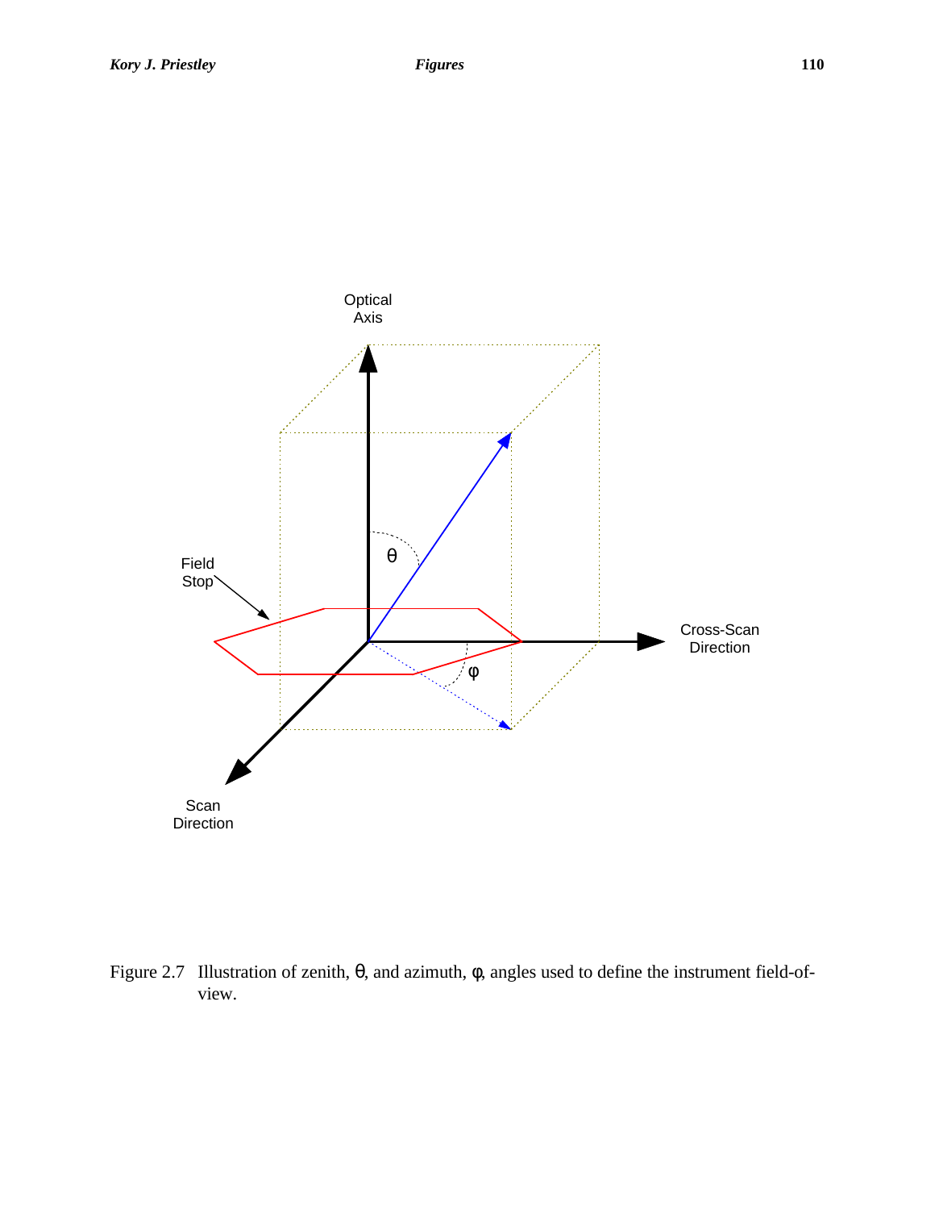Optical Axis

θ

Field Stop

Cross-Scan Direction

φ

Scan Direction

Figure 2.7 Illustration of zenith, θ, and azimuth, φ, angles used to define the instrument field-of-view.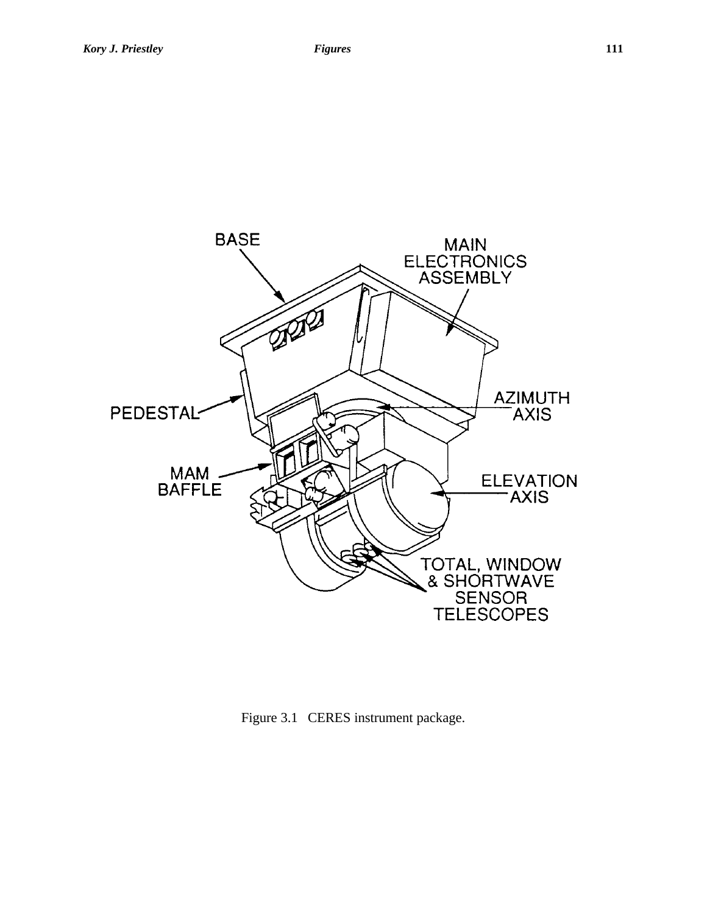Figure 3.1 CERES instrument package.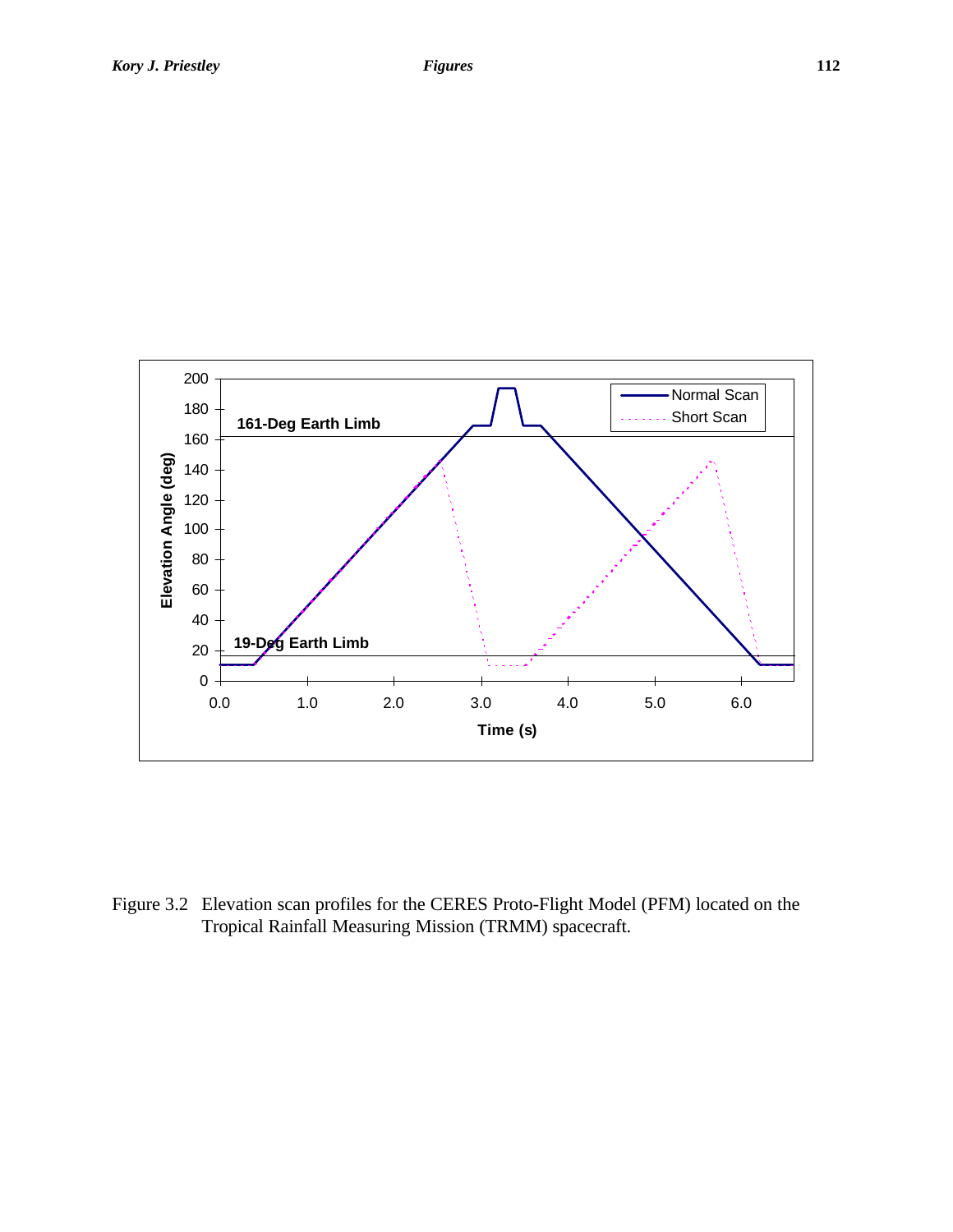Figure 3.2 Elevation scan profiles for the CERES Proto-Flight Model (PFM) located on the Tropical Rainfall Measuring Mission (TRMM) spacecraft.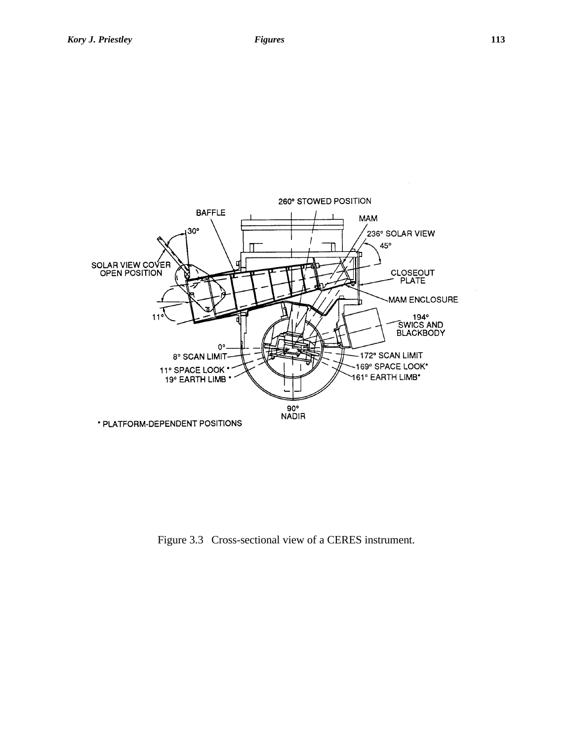Figure 3.3   Cross-sectional view of a CERES instrument.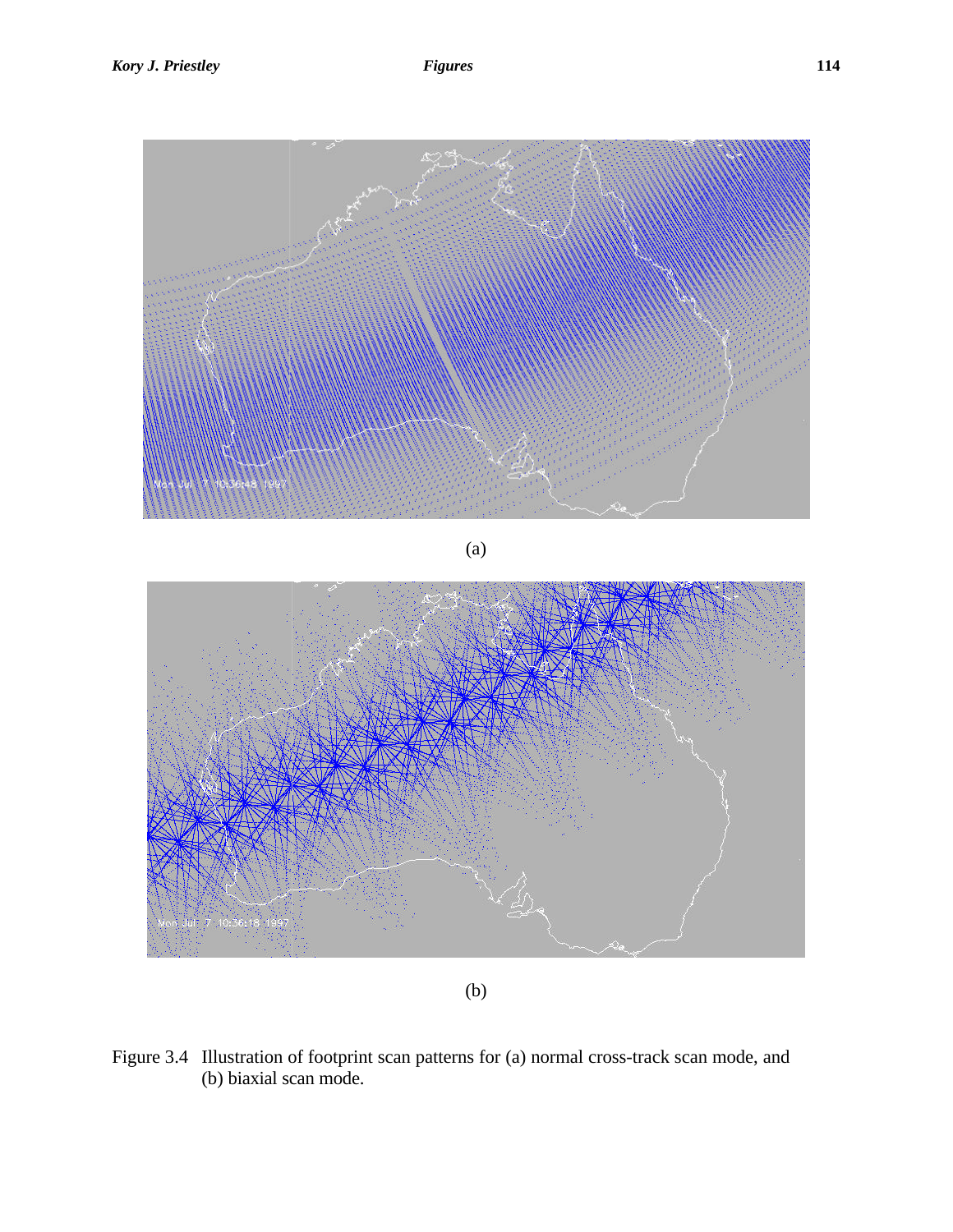(a)

(b)

Figure 3.4 Illustration of footprint scan patterns for (a) normal cross-track scan mode, and (b) biaxial scan mode.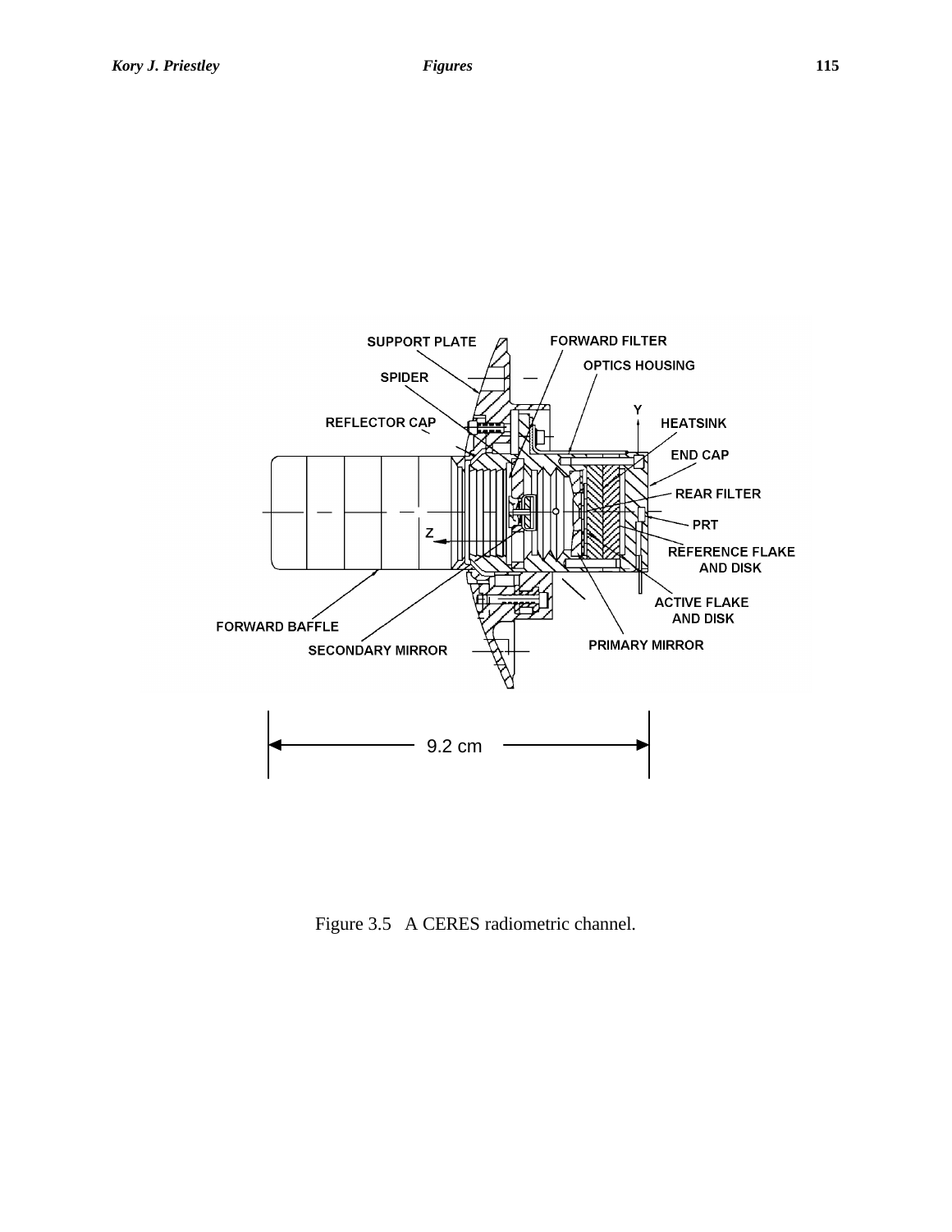SUPPORT PLATE

FORWARD FILTER

OPTICS HOUSING

SPIDER

Y

REFLECTOR CAP

HEATSINK

END CAP

REAR FILTER

PRT

Z

REFERENCE FLAKE AND DISK

ACTIVE FLAKE AND DISK

FORWARD BAFFLE

SECONDARY MIRROR

PRIMARY MIRROR

9.2 cm

Figure 3.5 A CERES radiometric channel.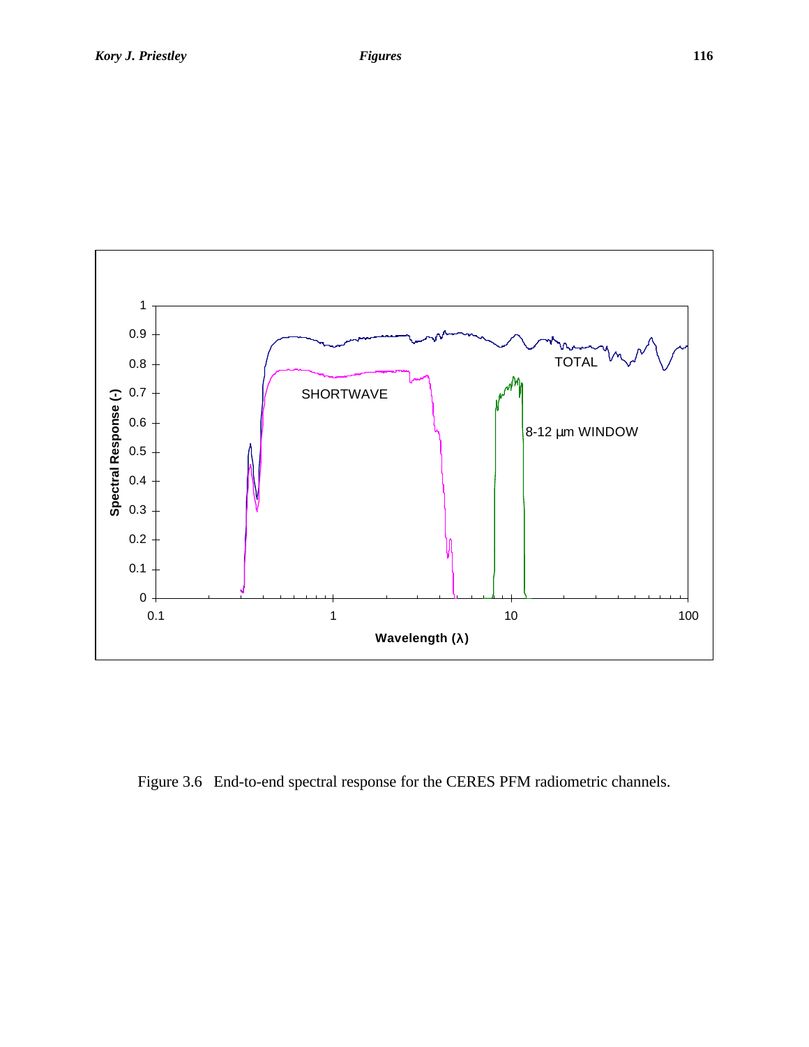Figure 3.6 End-to-end spectral response for the CERES PFM radiometric channels.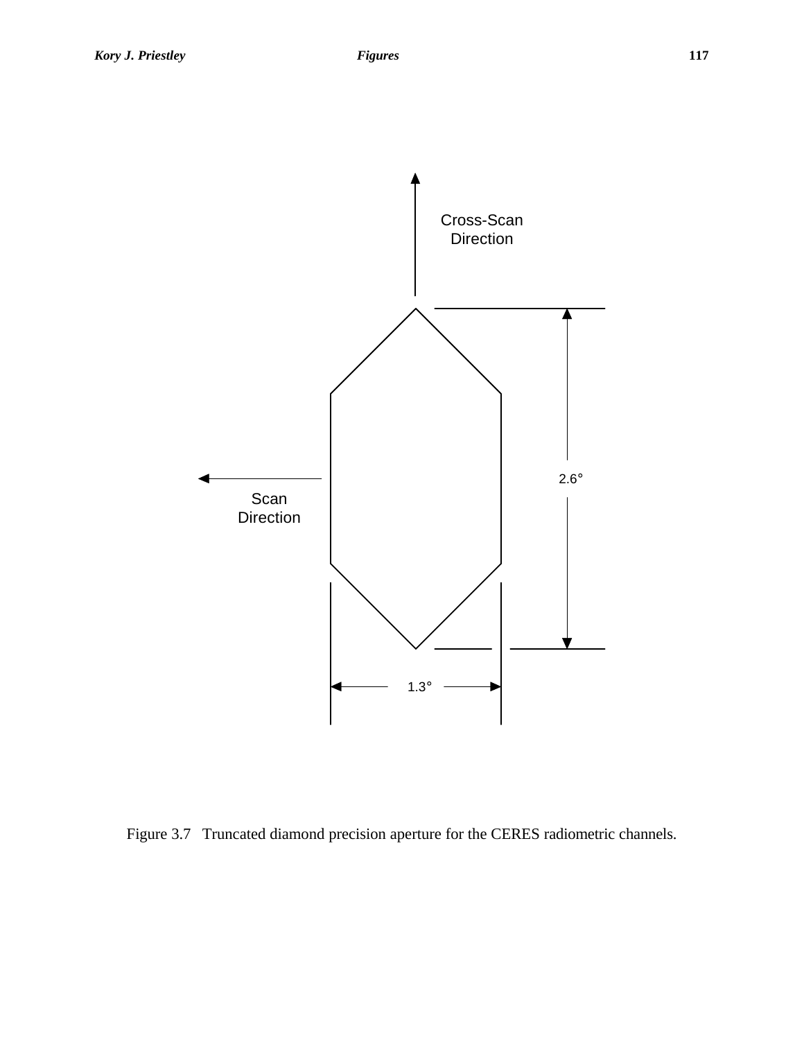Cross-Scan
Direction

Scan
Direction

2.6°

1.3°

Figure 3.7   Truncated diamond precision aperture for the CERES radiometric channels.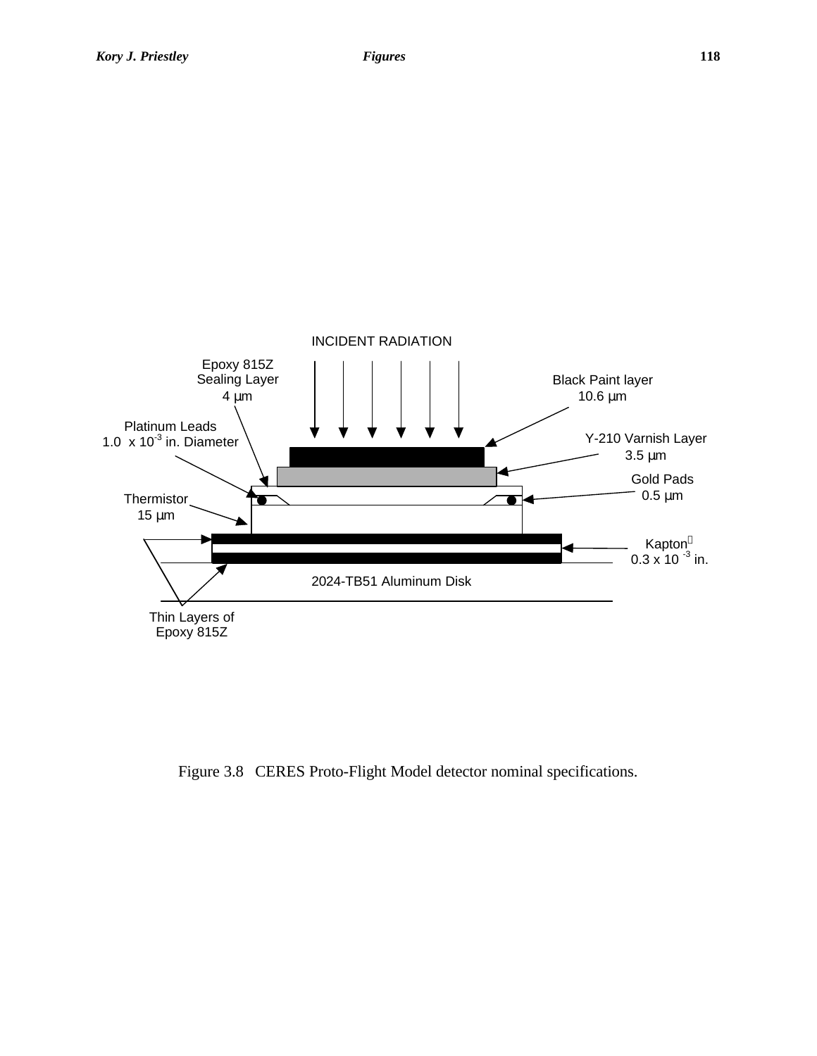INCIDENT RADIATION

Epoxy 815Z
Sealing Layer
4 µm

Black Paint layer
10.6 µm

Platinum Leads
1.0 x $10^{-3}$ in. Diameter

Y-210 Varnish Layer
3.5 µm

Gold Pads
0.5 µm

Thermistor
15 µm

Kapton
0.3 x $10^{-3}$ in.

2024-TB51 Aluminum Disk

Thin Layers of
Epoxy 815Z

Figure 3.8 CERES Proto-Flight Model detector nominal specifications.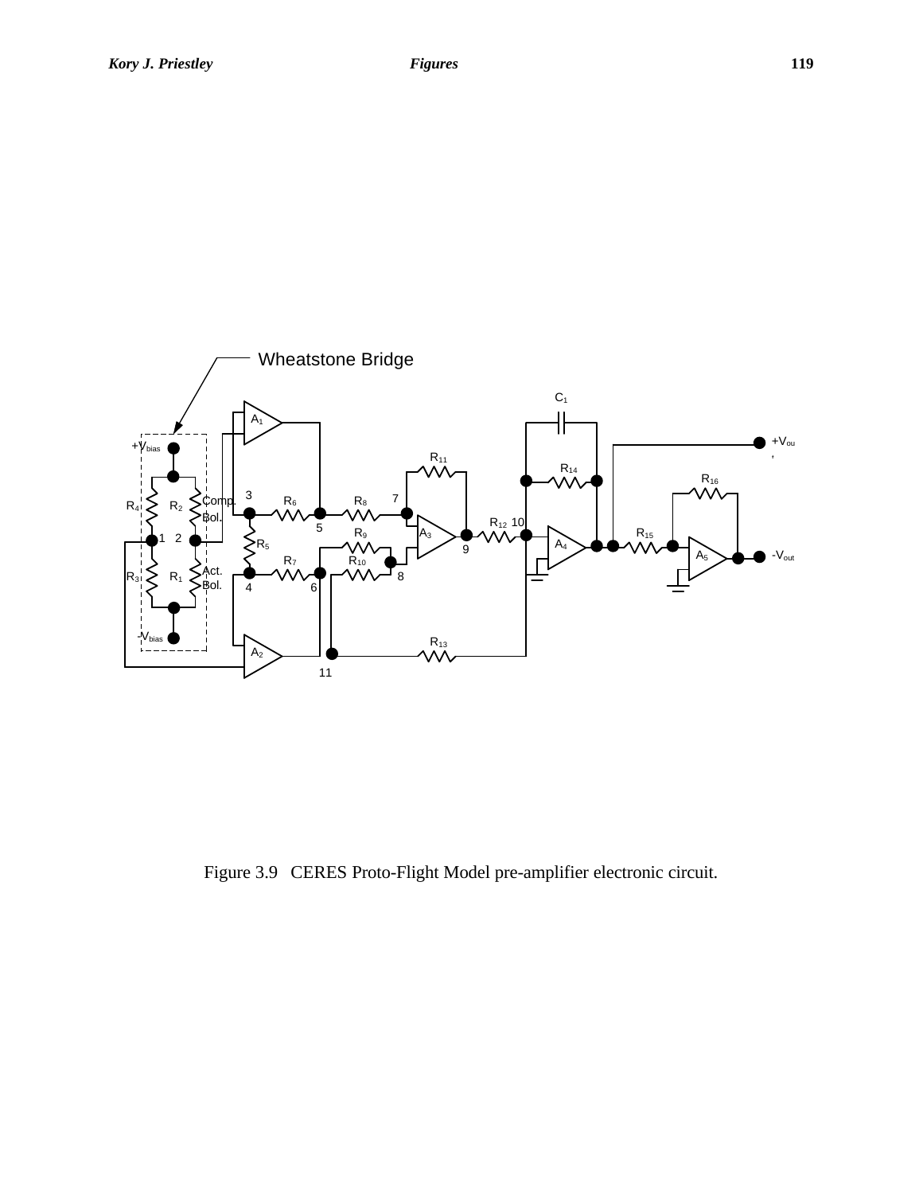Figure 3.9 CERES Proto-Flight Model pre-amplifier electronic circuit.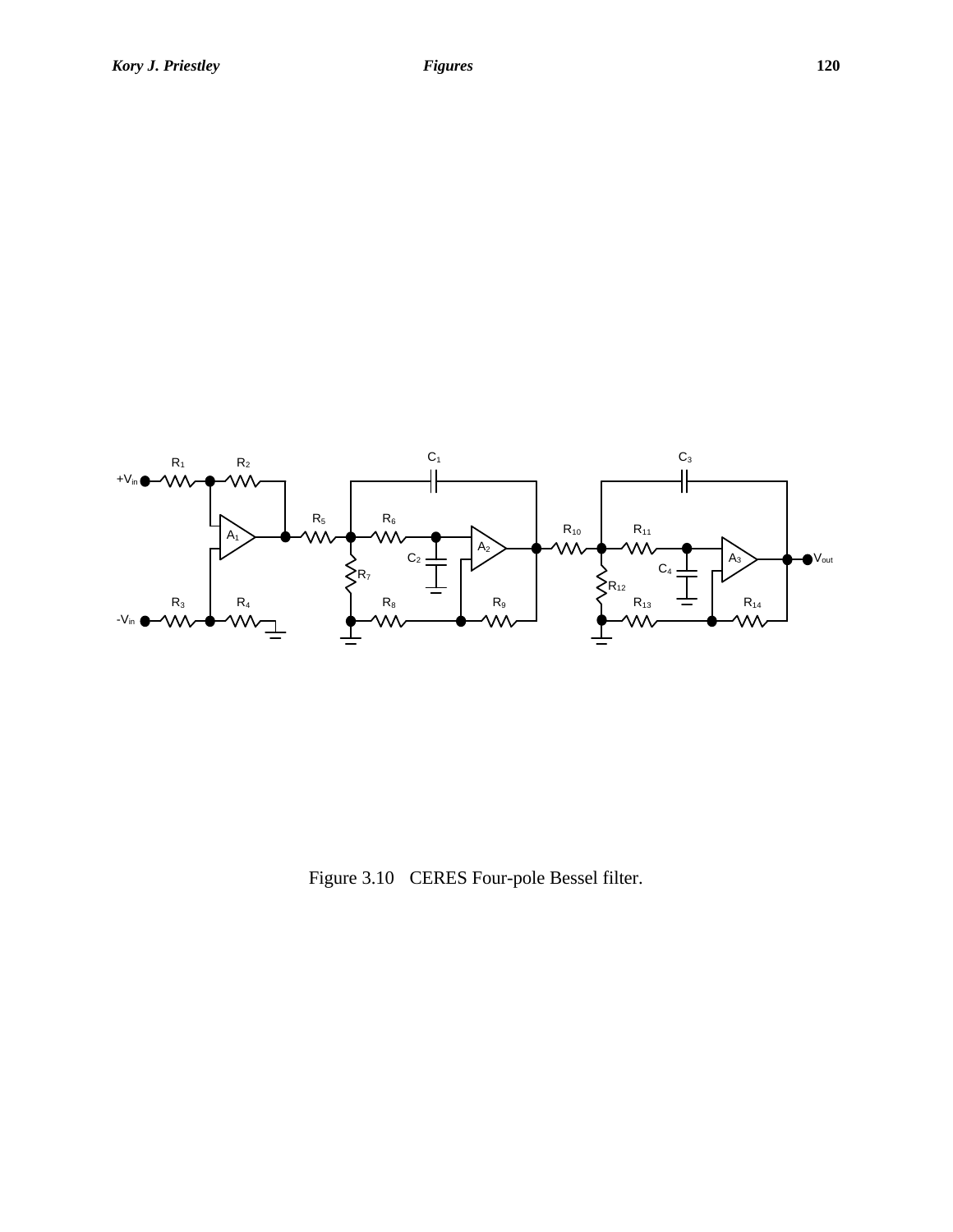Figure 3.10 CERES Four-pole Bessel filter.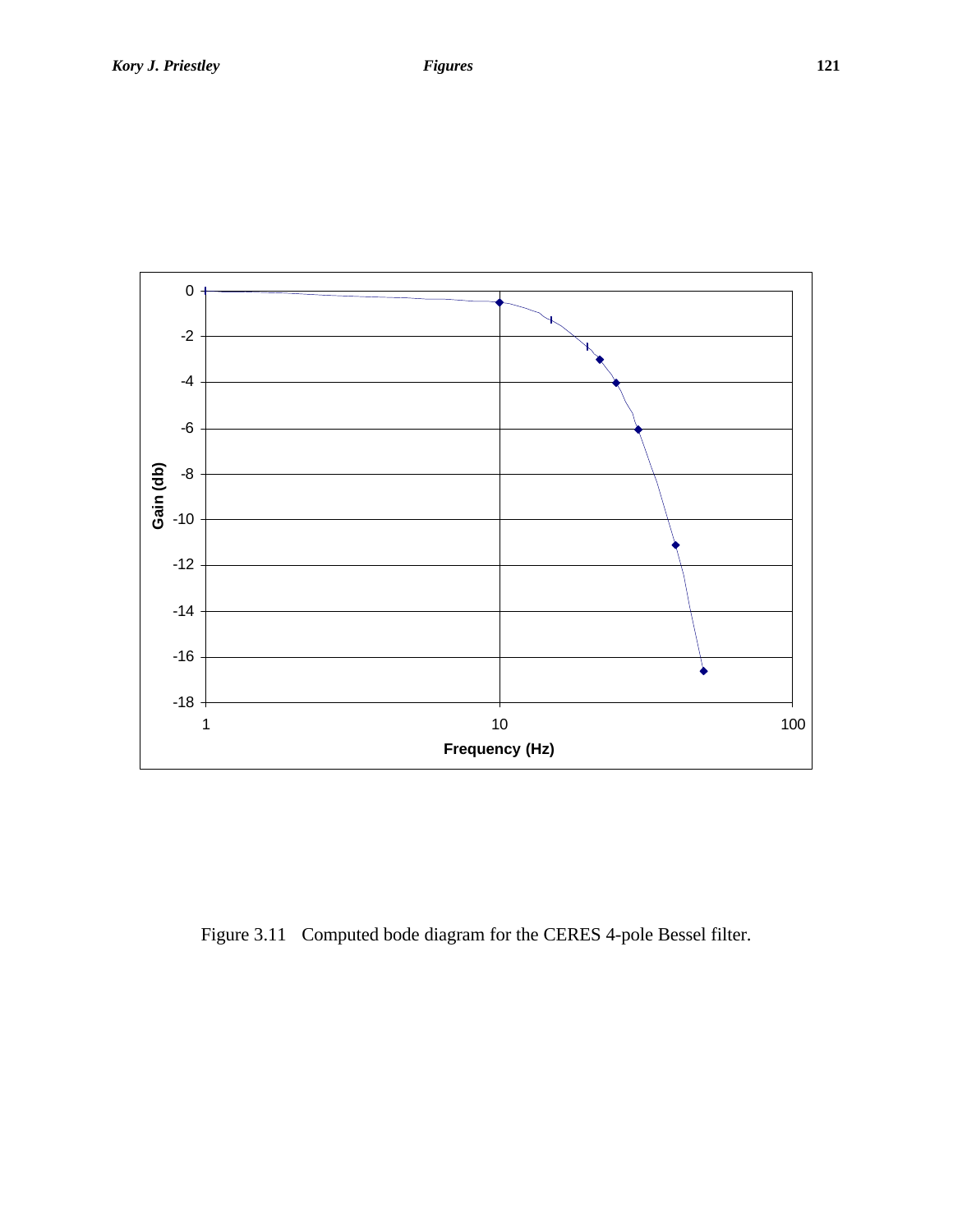Figure 3.11 Computed bode diagram for the CERES 4-pole Bessel filter.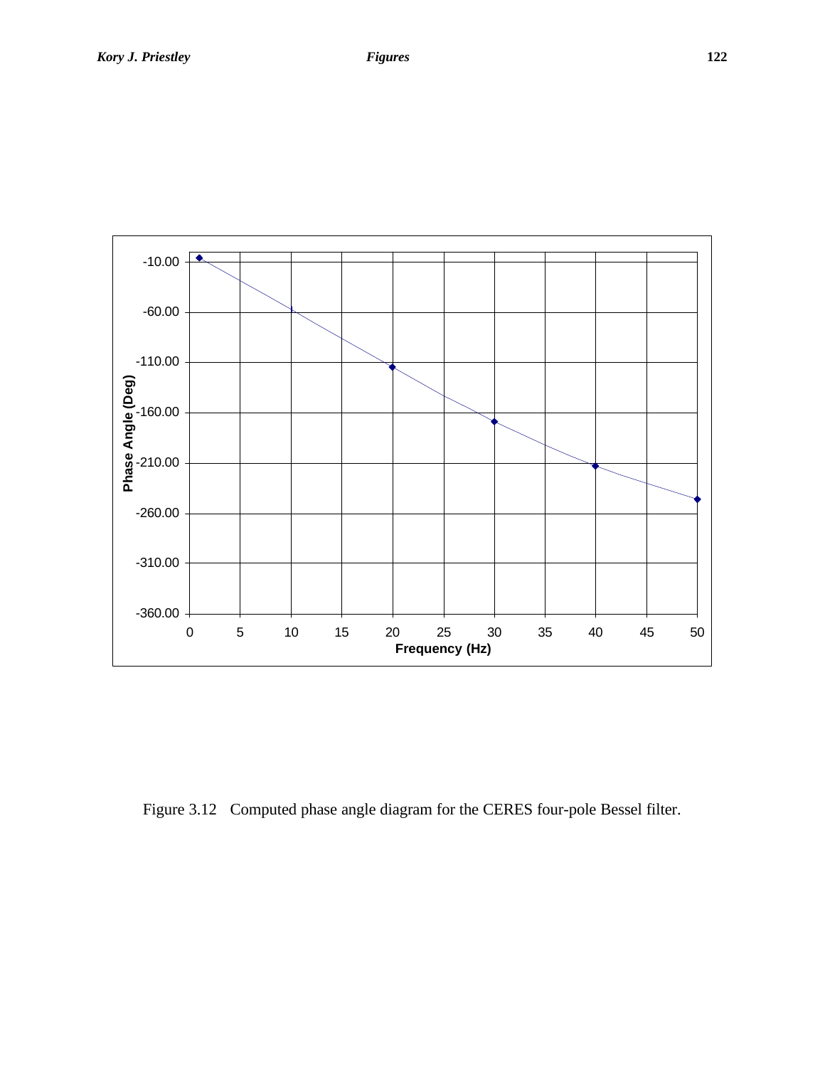Figure 3.12 Computed phase angle diagram for the CERES four-pole Bessel filter.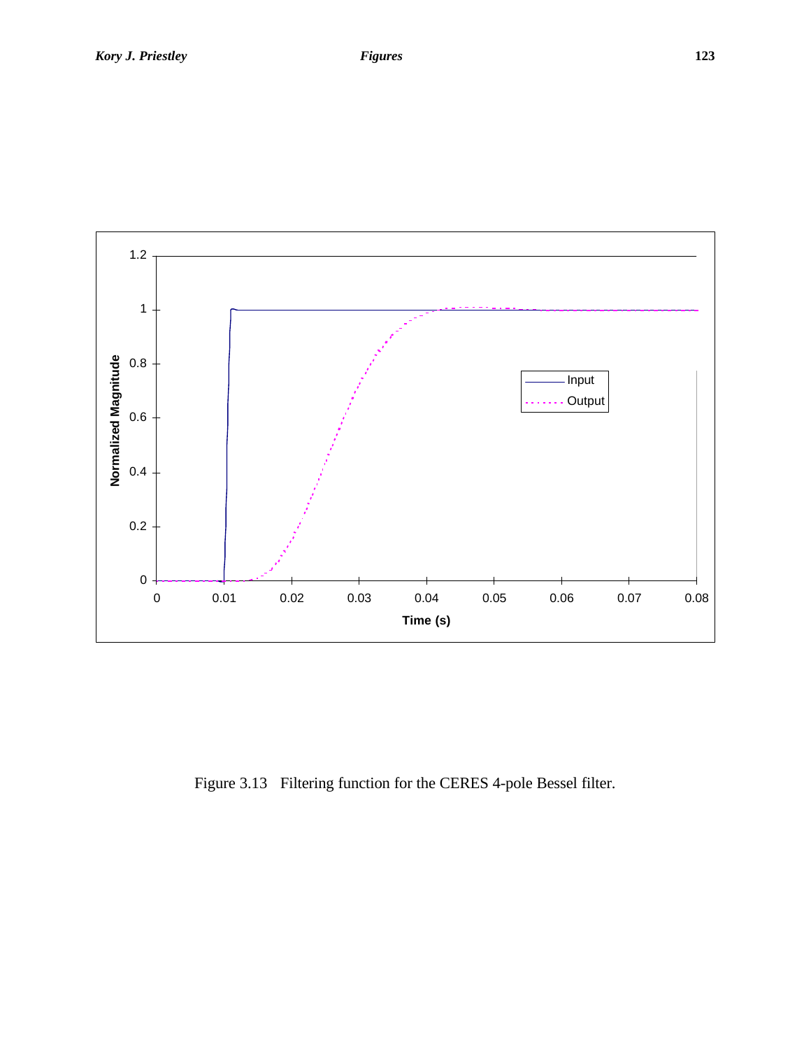Figure 3.13 Filtering function for the CERES 4-pole Bessel filter.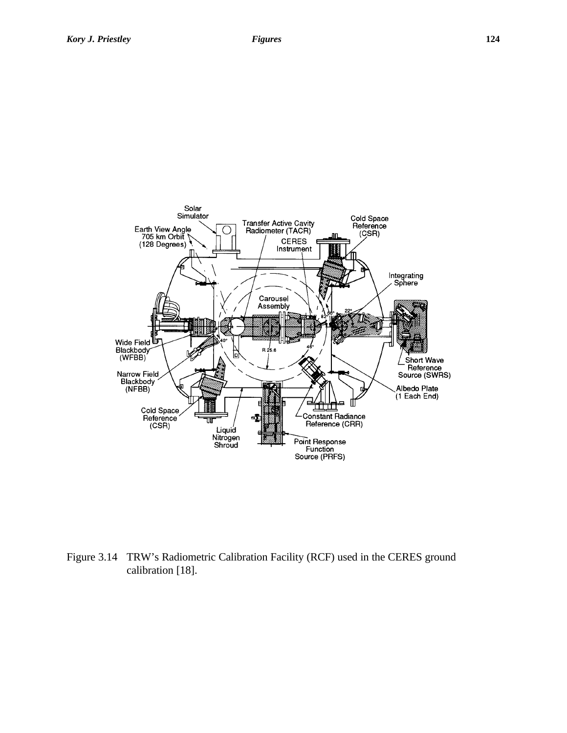Figure 3.14 TRW's Radiometric Calibration Facility (RCF) used in the CERES ground calibration [18].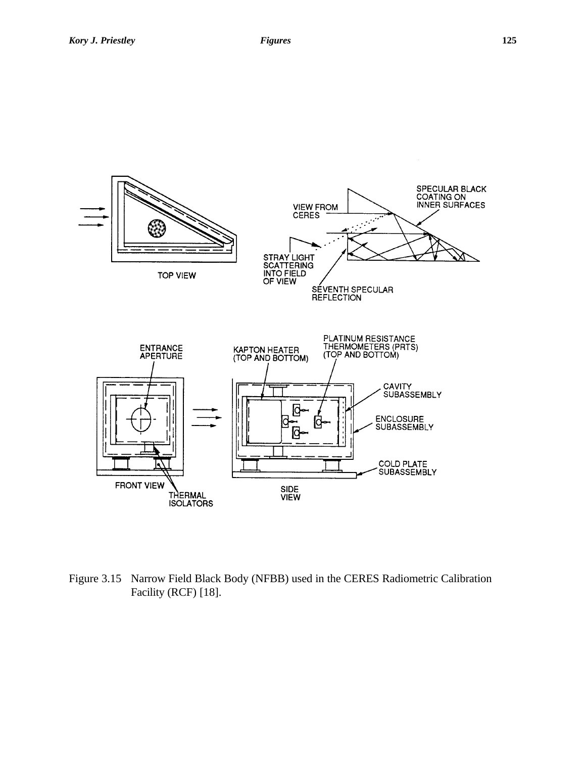Figure 3.15 Narrow Field Black Body (NFBB) used in the CERES Radiometric Calibration Facility (RCF) [18].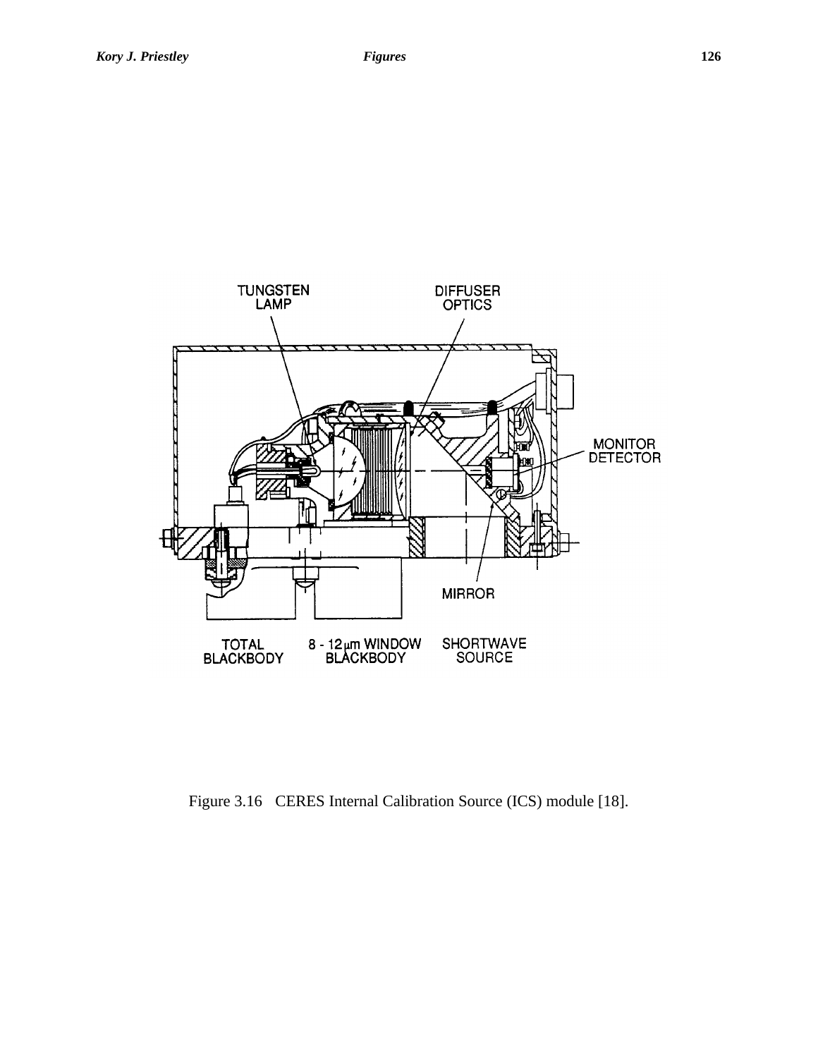TUNGSTEN LAMP

DIFFUSER OPTICS

MONITOR DETECTOR

MIRROR

TOTAL BLACKBODY

8 - 12 $\mu$m WINDOW BLACKBODY

SHORTWAVE SOURCE

Figure 3.16 CERES Internal Calibration Source (ICS) module [18].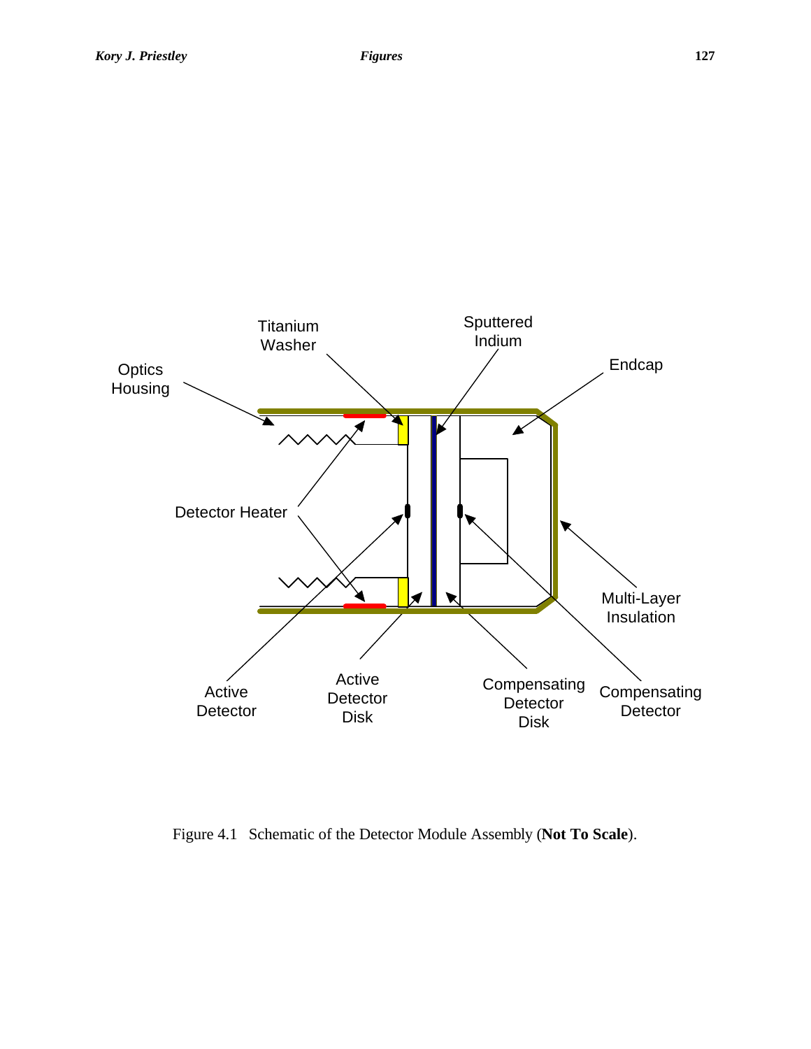Figure 4.1 Schematic of the Detector Module Assembly (**Not To Scale**).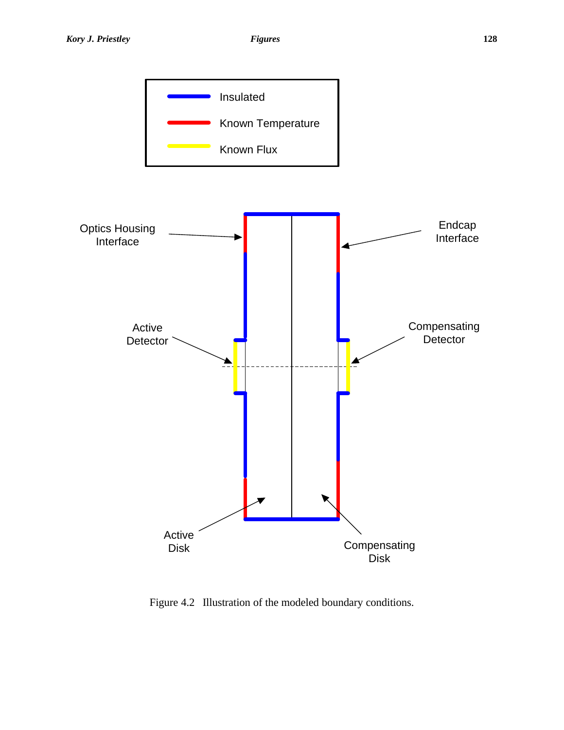Insulated

Known Temperature

Known Flux

Optics Housing Interface

Endcap Interface

Active Detector

Compensating Detector

Active Disk

Compensating Disk

Figure 4.2 Illustration of the modeled boundary conditions.